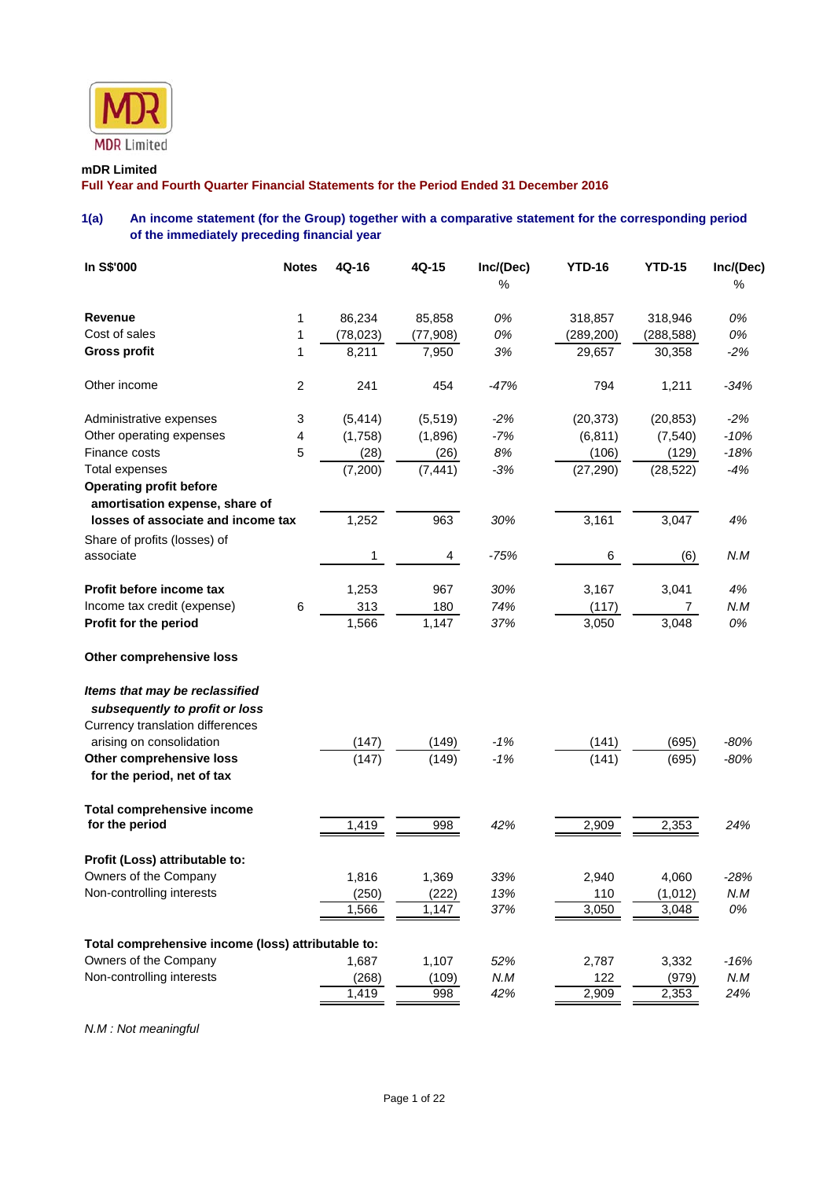mDR Limited

**Full Year and Fourth Quarter Financial Statements for the Period Ended 31 December 2016**

**1(a) An income statement (for the Group) together with a comparative statement for the corresponding period of the immediately preceding financial year**

| In S$'000 | Notes | 4Q-16 | 4Q-15 | Inc/(Dec) % | YTD-16 | YTD-15 | Inc/(Dec) % |
|---|---|---|---|---|---|---|---|
| **Revenue** | 1 | 86,234 | 85,858 | *0%* | 318,857 | 318,946 | *0%* |
| Cost of sales | 1 | (78,023) | (77,908) | *0%* | (289,200) | (288,588) | *0%* |
| **Gross profit** | 1 | 8,211 | 7,950 | *3%* | 29,657 | 30,358 | *-2%* |
| Other income | 2 | 241 | 454 | *-47%* | 794 | 1,211 | *-34%* |
| Administrative expenses | 3 | (5,414) | (5,519) | *-2%* | (20,373) | (20,853) | *-2%* |
| Other operating expenses | 4 | (1,758) | (1,896) | *-7%* | (6,811) | (7,540) | *-10%* |
| Finance costs | 5 | (28) | (26) | *8%* | (106) | (129) | *-18%* |
| Total expenses | | (7,200) | (7,441) | *-3%* | (27,290) | (28,522) | *-4%* |
| **Operating profit before amortisation expense, share of losses of associate and income tax** | | 1,252 | 963 | *30%* | 3,161 | 3,047 | *4%* |
| Share of profits (losses) of associate | | 1 | 4 | *-75%* | 6 | (6) | *N.M* |
| **Profit before income tax** | | 1,253 | 967 | *30%* | 3,167 | 3,041 | *4%* |
| Income tax credit (expense) | 6 | 313 | 180 | *74%* | (117) | 7 | *N.M* |
| **Profit for the period** | | 1,566 | 1,147 | *37%* | 3,050 | 3,048 | *0%* |
| **Other comprehensive loss** | | | | | | | |
| ***Items that may be reclassified subsequently to profit or loss*** | | | | | | | |
| Currency translation differences arising on consolidation | | (147) | (149) | *-1%* | (141) | (695) | *-80%* |
| **Other comprehensive loss for the period, net of tax** | | (147) | (149) | *-1%* | (141) | (695) | *-80%* |
| **Total comprehensive income for the period** | | 1,419 | 998 | *42%* | 2,909 | 2,353 | *24%* |
| **Profit (Loss) attributable to:** | | | | | | | |
| Owners of the Company | | 1,816 | 1,369 | *33%* | 2,940 | 4,060 | *-28%* |
| Non-controlling interests | | (250) | (222) | *13%* | 110 | (1,012) | *N.M* |
| | | 1,566 | 1,147 | *37%* | 3,050 | 3,048 | *0%* |
| **Total comprehensive income (loss) attributable to:** | | | | | | | |
| Owners of the Company | | 1,687 | 1,107 | *52%* | 2,787 | 3,332 | *-16%* |
| Non-controlling interests | | (268) | (109) | *N.M* | 122 | (979) | *N.M* |
| | | 1,419 | 998 | *42%* | 2,909 | 2,353 | *24%* |

*N.M : Not meaningful*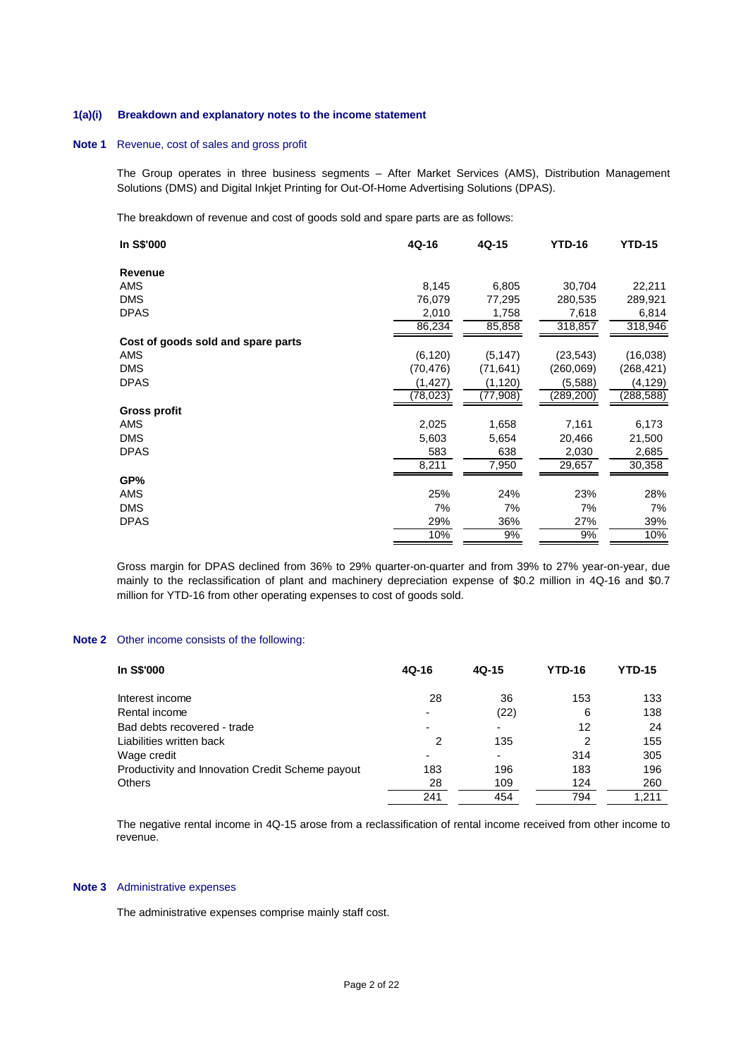**1(a)(i) Breakdown and explanatory notes to the income statement**

**Note 1** Revenue, cost of sales and gross profit

The Group operates in three business segments – After Market Services (AMS), Distribution Management Solutions (DMS) and Digital Inkjet Printing for Out-Of-Home Advertising Solutions (DPAS).

The breakdown of revenue and cost of goods sold and spare parts are as follows:

| In S$'000 | 4Q-16 | 4Q-15 | YTD-16 | YTD-15 |
|---|---|---|---|---|
| **Revenue** | | | | |
| AMS | 8,145 | 6,805 | 30,704 | 22,211 |
| DMS | 76,079 | 77,295 | 280,535 | 289,921 |
| DPAS | 2,010 | 1,758 | 7,618 | 6,814 |
| | 86,234 | 85,858 | 318,857 | 318,946 |
| **Cost of goods sold and spare parts** | | | | |
| AMS | (6,120) | (5,147) | (23,543) | (16,038) |
| DMS | (70,476) | (71,641) | (260,069) | (268,421) |
| DPAS | (1,427) | (1,120) | (5,588) | (4,129) |
| | (78,023) | (77,908) | (289,200) | (288,588) |
| **Gross profit** | | | | |
| AMS | 2,025 | 1,658 | 7,161 | 6,173 |
| DMS | 5,603 | 5,654 | 20,466 | 21,500 |
| DPAS | 583 | 638 | 2,030 | 2,685 |
| | 8,211 | 7,950 | 29,657 | 30,358 |
| **GP%** | | | | |
| AMS | 25% | 24% | 23% | 28% |
| DMS | 7% | 7% | 7% | 7% |
| DPAS | 29% | 36% | 27% | 39% |
| | 10% | 9% | 9% | 10% |

Gross margin for DPAS declined from 36% to 29% quarter-on-quarter and from 39% to 27% year-on-year, due mainly to the reclassification of plant and machinery depreciation expense of $0.2 million in 4Q-16 and $0.7 million for YTD-16 from other operating expenses to cost of goods sold.

**Note 2** Other income consists of the following:

| In S$'000 | 4Q-16 | 4Q-15 | YTD-16 | YTD-15 |
|---|---|---|---|---|
| Interest income | 28 | 36 | 153 | 133 |
| Rental income | - | (22) | 6 | 138 |
| Bad debts recovered - trade | - | - | 12 | 24 |
| Liabilities written back | 2 | 135 | 2 | 155 |
| Wage credit | - | - | 314 | 305 |
| Productivity and Innovation Credit Scheme payout | 183 | 196 | 183 | 196 |
| Others | 28 | 109 | 124 | 260 |
| | 241 | 454 | 794 | 1,211 |

The negative rental income in 4Q-15 arose from a reclassification of rental income received from other income to revenue.

**Note 3** Administrative expenses

The administrative expenses comprise mainly staff cost.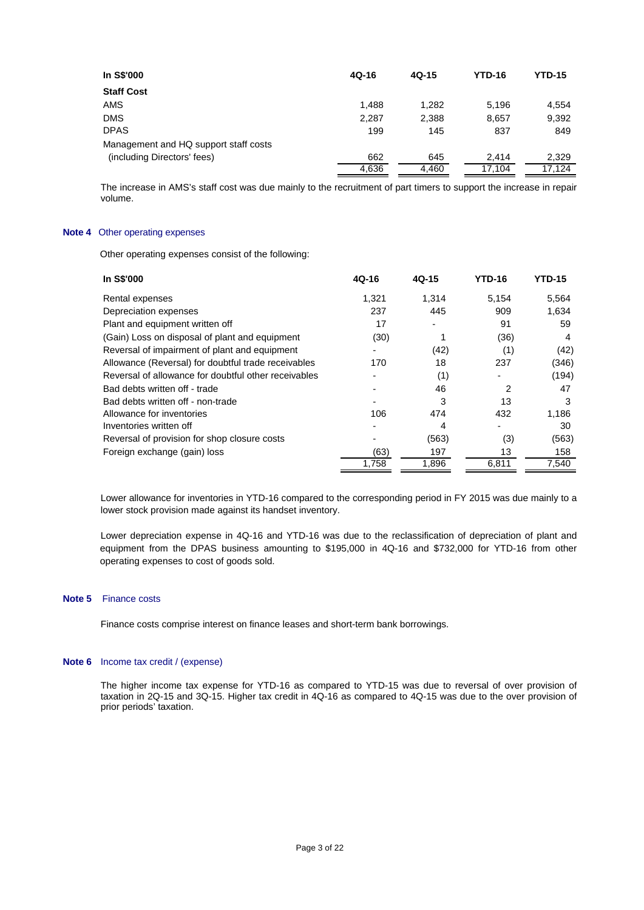| In S$'000 | 4Q-16 | 4Q-15 | YTD-16 | YTD-15 |
|---|---|---|---|---|
| **Staff Cost** | | | | |
| AMS | 1,488 | 1,282 | 5,196 | 4,554 |
| DMS | 2,287 | 2,388 | 8,657 | 9,392 |
| DPAS | 199 | 145 | 837 | 849 |
| Management and HQ support staff costs (including Directors' fees) | 662 | 645 | 2,414 | 2,329 |
| | 4,636 | 4,460 | 17,104 | 17,124 |

The increase in AMS's staff cost was due mainly to the recruitment of part timers to support the increase in repair volume.

**Note 4** Other operating expenses

Other operating expenses consist of the following:

| In S$'000 | 4Q-16 | 4Q-15 | YTD-16 | YTD-15 |
|---|---|---|---|---|
| Rental expenses | 1,321 | 1,314 | 5,154 | 5,564 |
| Depreciation expenses | 237 | 445 | 909 | 1,634 |
| Plant and equipment written off | 17 | - | 91 | 59 |
| (Gain) Loss on disposal of plant and equipment | (30) | 1 | (36) | 4 |
| Reversal of impairment of plant and equipment | - | (42) | (1) | (42) |
| Allowance (Reversal) for doubtful trade receivables | 170 | 18 | 237 | (346) |
| Reversal of allowance for doubtful other receivables | - | (1) | - | (194) |
| Bad debts written off - trade | - | 46 | 2 | 47 |
| Bad debts written off - non-trade | - | 3 | 13 | 3 |
| Allowance for inventories | 106 | 474 | 432 | 1,186 |
| Inventories written off | - | 4 | - | 30 |
| Reversal of provision for shop closure costs | - | (563) | (3) | (563) |
| Foreign exchange (gain) loss | (63) | 197 | 13 | 158 |
| | 1,758 | 1,896 | 6,811 | 7,540 |

Lower allowance for inventories in YTD-16 compared to the corresponding period in FY 2015 was due mainly to a lower stock provision made against its handset inventory.

Lower depreciation expense in 4Q-16 and YTD-16 was due to the reclassification of depreciation of plant and equipment from the DPAS business amounting to $195,000 in 4Q-16 and $732,000 for YTD-16 from other operating expenses to cost of goods sold.

**Note 5** Finance costs

Finance costs comprise interest on finance leases and short-term bank borrowings.

**Note 6** Income tax credit / (expense)

The higher income tax expense for YTD-16 as compared to YTD-15 was due to reversal of over provision of taxation in 2Q-15 and 3Q-15. Higher tax credit in 4Q-16 as compared to 4Q-15 was due to the over provision of prior periods' taxation.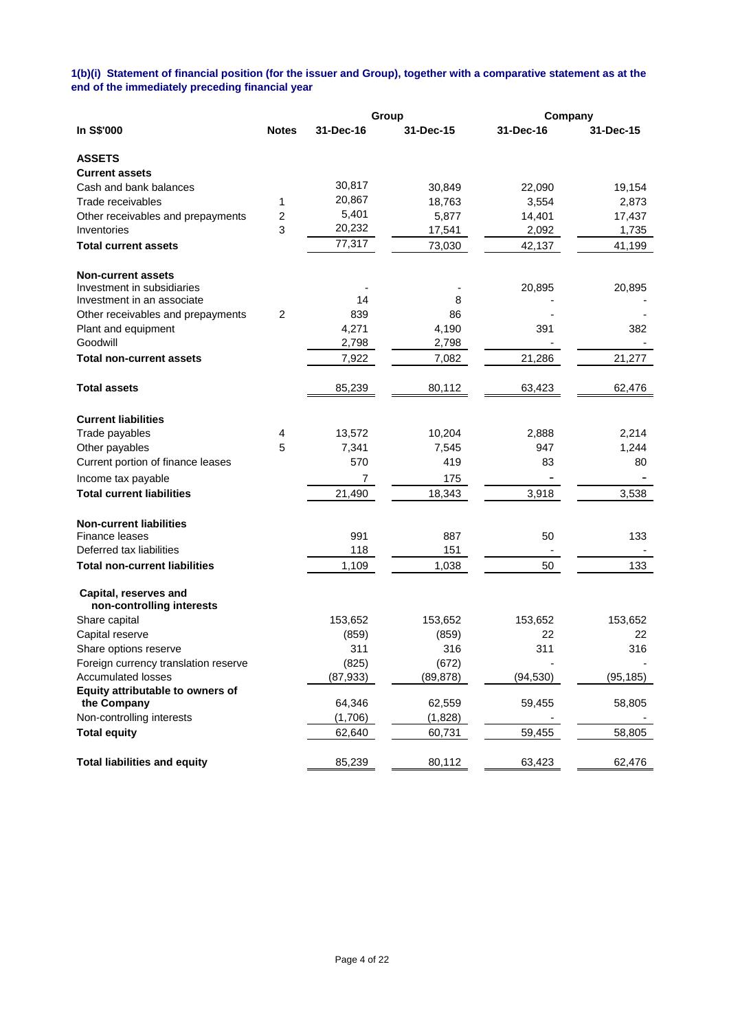**1(b)(i) Statement of financial position (for the issuer and Group), together with a comparative statement as at the end of the immediately preceding financial year**

| In S$'000 | Notes | Group | | Company | |
|---|---|---|---|---|---|
| | | 31-Dec-16 | 31-Dec-15 | 31-Dec-16 | 31-Dec-15 |
| **ASSETS** | | | | | |
| **Current assets** | | | | | |
| Cash and bank balances | | 30,817 | 30,849 | 22,090 | 19,154 |
| Trade receivables | 1 | 20,867 | 18,763 | 3,554 | 2,873 |
| Other receivables and prepayments | 2 | 5,401 | 5,877 | 14,401 | 17,437 |
| Inventories | 3 | 20,232 | 17,541 | 2,092 | 1,735 |
| **Total current assets** | | 77,317 | 73,030 | 42,137 | 41,199 |
| | | | | | |
| **Non-current assets** | | | | | |
| Investment in subsidiaries | | - | - | 20,895 | 20,895 |
| Investment in an associate | | 14 | 8 | - | - |
| Other receivables and prepayments | 2 | 839 | 86 | - | - |
| Plant and equipment | | 4,271 | 4,190 | 391 | 382 |
| Goodwill | | 2,798 | 2,798 | - | - |
| **Total non-current assets** | | 7,922 | 7,082 | 21,286 | 21,277 |
| | | | | | |
| **Total assets** | | 85,239 | 80,112 | 63,423 | 62,476 |
| | | | | | |
| **Current liabilities** | | | | | |
| Trade payables | 4 | 13,572 | 10,204 | 2,888 | 2,214 |
| Other payables | 5 | 7,341 | 7,545 | 947 | 1,244 |
| Current portion of finance leases | | 570 | 419 | 83 | 80 |
| Income tax payable | | 7 | 175 | - | - |
| **Total current liabilities** | | 21,490 | 18,343 | 3,918 | 3,538 |
| | | | | | |
| **Non-current liabilities** | | | | | |
| Finance leases | | 991 | 887 | 50 | 133 |
| Deferred tax liabilities | | 118 | 151 | - | - |
| **Total non-current liabilities** | | 1,109 | 1,038 | 50 | 133 |
| | | | | | |
| **Capital, reserves and non-controlling interests** | | | | | |
| Share capital | | 153,652 | 153,652 | 153,652 | 153,652 |
| Capital reserve | | (859) | (859) | 22 | 22 |
| Share options reserve | | 311 | 316 | 311 | 316 |
| Foreign currency translation reserve | | (825) | (672) | - | - |
| Accumulated losses | | (87,933) | (89,878) | (94,530) | (95,185) |
| **Equity attributable to owners of the Company** | | 64,346 | 62,559 | 59,455 | 58,805 |
| Non-controlling interests | | (1,706) | (1,828) | - | - |
| **Total equity** | | 62,640 | 60,731 | 59,455 | 58,805 |
| | | | | | |
| **Total liabilities and equity** | | 85,239 | 80,112 | 63,423 | 62,476 |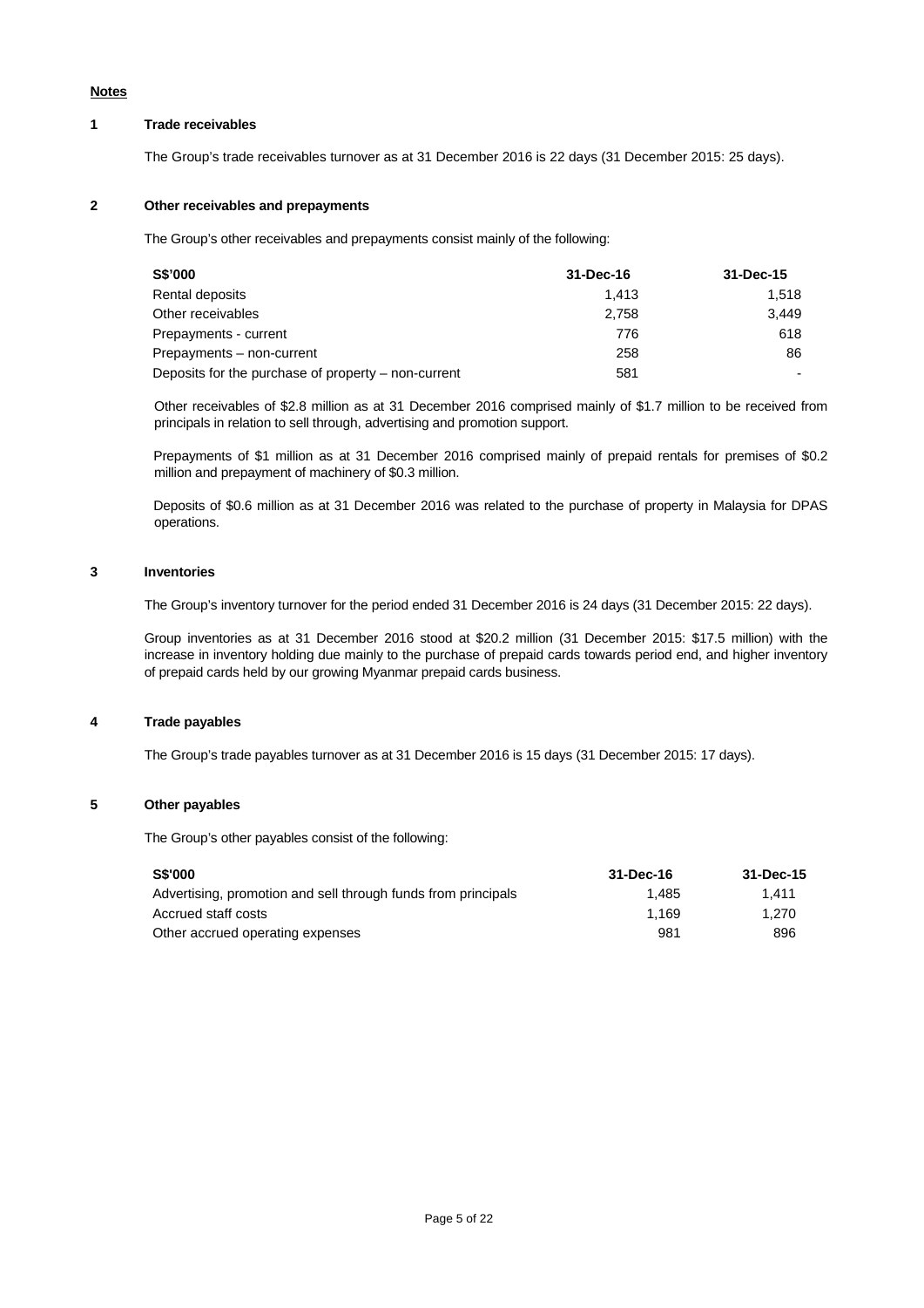**Notes**

**1 Trade receivables**

The Group's trade receivables turnover as at 31 December 2016 is 22 days (31 December 2015: 25 days).

**2 Other receivables and prepayments**

The Group's other receivables and prepayments consist mainly of the following:

| S$'000 | 31-Dec-16 | 31-Dec-15 |
|---|---|---|
| Rental deposits | 1,413 | 1,518 |
| Other receivables | 2,758 | 3,449 |
| Prepayments - current | 776 | 618 |
| Prepayments – non-current | 258 | 86 |
| Deposits for the purchase of property – non-current | 581 | - |

Other receivables of $2.8 million as at 31 December 2016 comprised mainly of $1.7 million to be received from principals in relation to sell through, advertising and promotion support.

Prepayments of $1 million as at 31 December 2016 comprised mainly of prepaid rentals for premises of $0.2 million and prepayment of machinery of $0.3 million.

Deposits of $0.6 million as at 31 December 2016 was related to the purchase of property in Malaysia for DPAS operations.

**3 Inventories**

The Group's inventory turnover for the period ended 31 December 2016 is 24 days (31 December 2015: 22 days).

Group inventories as at 31 December 2016 stood at $20.2 million (31 December 2015: $17.5 million) with the increase in inventory holding due mainly to the purchase of prepaid cards towards period end, and higher inventory of prepaid cards held by our growing Myanmar prepaid cards business.

**4 Trade payables**

The Group's trade payables turnover as at 31 December 2016 is 15 days (31 December 2015: 17 days).

**5 Other payables**

The Group's other payables consist of the following:

| S$'000 | 31-Dec-16 | 31-Dec-15 |
|---|---|---|
| Advertising, promotion and sell through funds from principals | 1,485 | 1,411 |
| Accrued staff costs | 1,169 | 1,270 |
| Other accrued operating expenses | 981 | 896 |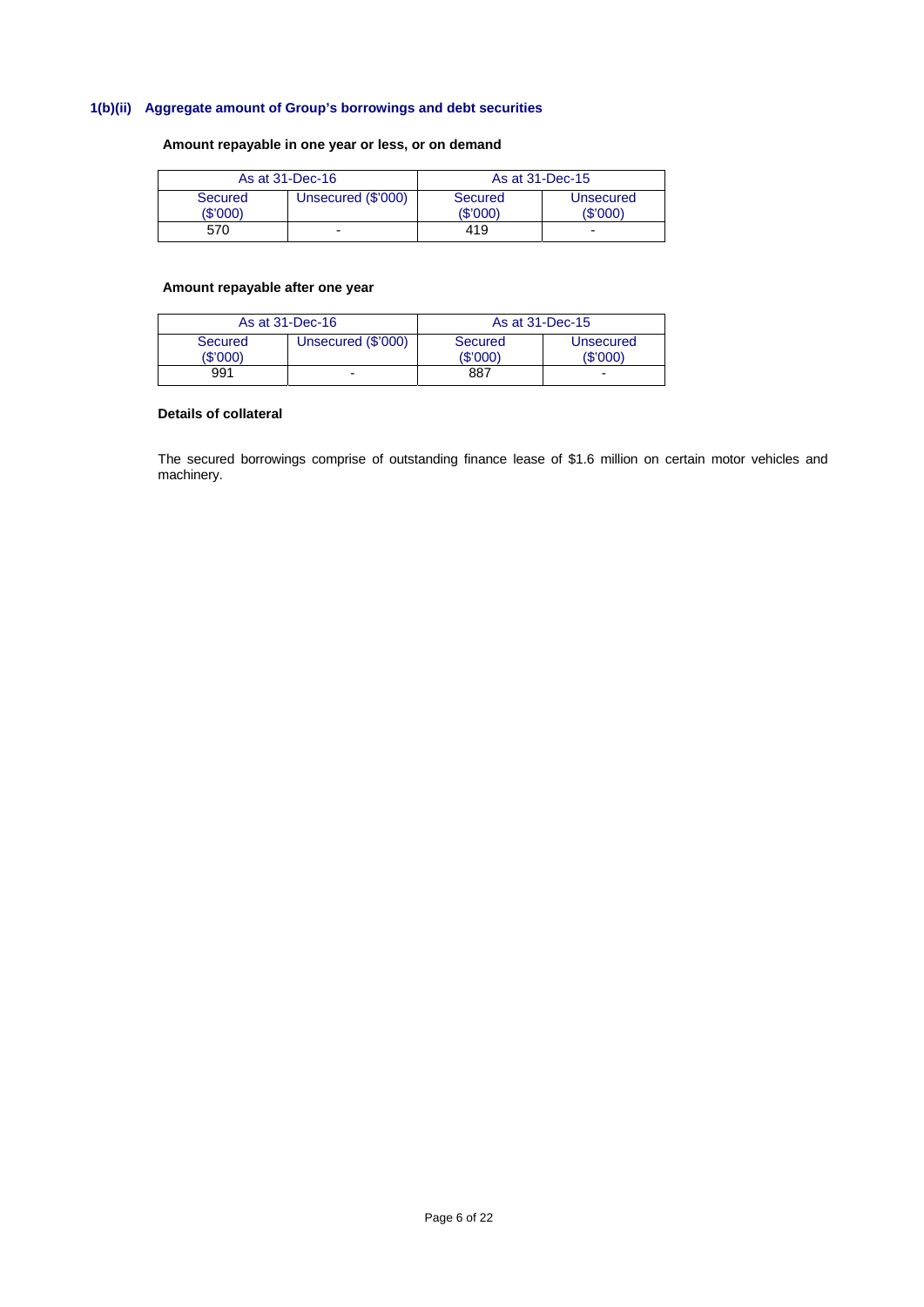### 1(b)(ii) Aggregate amount of Group's borrowings and debt securities

**Amount repayable in one year or less, or on demand**

| As at 31-Dec-16 | | As at 31-Dec-15 | |
|---|---|---|---|
| Secured ($'000) | Unsecured ($'000) | Secured ($'000) | Unsecured ($'000) |
| 570 | - | 419 | - |

**Amount repayable after one year**

| As at 31-Dec-16 | | As at 31-Dec-15 | |
|---|---|---|---|
| Secured ($'000) | Unsecured ($'000) | Secured ($'000) | Unsecured ($'000) |
| 991 | - | 887 | - |

**Details of collateral**

The secured borrowings comprise of outstanding finance lease of $1.6 million on certain motor vehicles and machinery.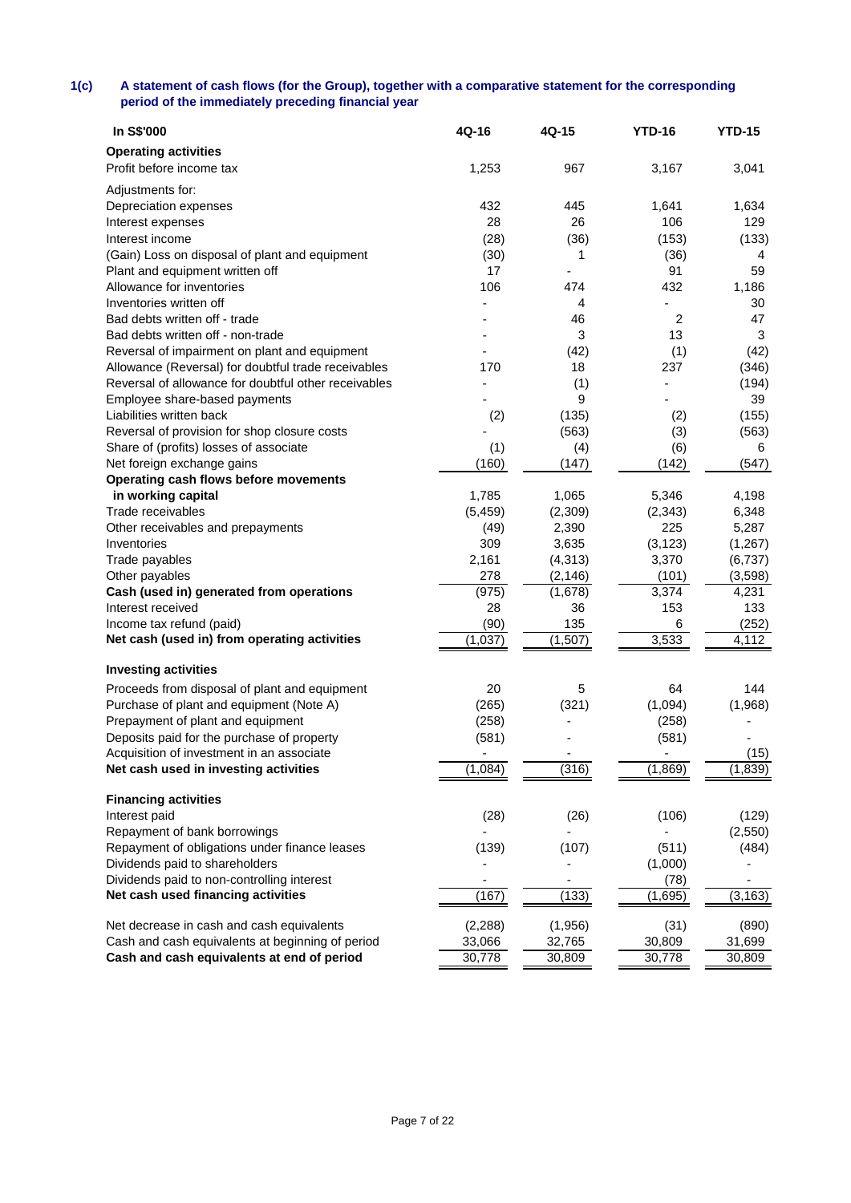### 1(c) A statement of cash flows (for the Group), together with a comparative statement for the corresponding period of the immediately preceding financial year

| In S$'000 | 4Q-16 | 4Q-15 | YTD-16 | YTD-15 |
|---|---|---|---|---|
| **Operating activities** | | | | |
| Profit before income tax | 1,253 | 967 | 3,167 | 3,041 |
| Adjustments for: | | | | |
| Depreciation expenses | 432 | 445 | 1,641 | 1,634 |
| Interest expenses | 28 | 26 | 106 | 129 |
| Interest income | (28) | (36) | (153) | (133) |
| (Gain) Loss on disposal of plant and equipment | (30) | 1 | (36) | 4 |
| Plant and equipment written off | 17 | - | 91 | 59 |
| Allowance for inventories | 106 | 474 | 432 | 1,186 |
| Inventories written off | - | 4 | - | 30 |
| Bad debts written off - trade | - | 46 | 2 | 47 |
| Bad debts written off - non-trade | - | 3 | 13 | 3 |
| Reversal of impairment on plant and equipment | - | (42) | (1) | (42) |
| Allowance (Reversal) for doubtful trade receivables | 170 | 18 | 237 | (346) |
| Reversal of allowance for doubtful other receivables | - | (1) | - | (194) |
| Employee share-based payments | - | 9 | - | 39 |
| Liabilities written back | (2) | (135) | (2) | (155) |
| Reversal of provision for shop closure costs | - | (563) | (3) | (563) |
| Share of (profits) losses of associate | (1) | (4) | (6) | 6 |
| Net foreign exchange gains | (160) | (147) | (142) | (547) |
| **Operating cash flows before movements in working capital** | 1,785 | 1,065 | 5,346 | 4,198 |
| Trade receivables | (5,459) | (2,309) | (2,343) | 6,348 |
| Other receivables and prepayments | (49) | 2,390 | 225 | 5,287 |
| Inventories | 309 | 3,635 | (3,123) | (1,267) |
| Trade payables | 2,161 | (4,313) | 3,370 | (6,737) |
| Other payables | 278 | (2,146) | (101) | (3,598) |
| **Cash (used in) generated from operations** | (975) | (1,678) | 3,374 | 4,231 |
| Interest received | 28 | 36 | 153 | 133 |
| Income tax refund (paid) | (90) | 135 | 6 | (252) |
| **Net cash (used in) from operating activities** | (1,037) | (1,507) | 3,533 | 4,112 |
| **Investing activities** | | | | |
| Proceeds from disposal of plant and equipment | 20 | 5 | 64 | 144 |
| Purchase of plant and equipment (Note A) | (265) | (321) | (1,094) | (1,968) |
| Prepayment of plant and equipment | (258) | - | (258) | - |
| Deposits paid for the purchase of property | (581) | - | (581) | - |
| Acquisition of investment in an associate | - | - | - | (15) |
| **Net cash used in investing activities** | (1,084) | (316) | (1,869) | (1,839) |
| **Financing activities** | | | | |
| Interest paid | (28) | (26) | (106) | (129) |
| Repayment of bank borrowings | - | - | - | (2,550) |
| Repayment of obligations under finance leases | (139) | (107) | (511) | (484) |
| Dividends paid to shareholders | - | - | (1,000) | - |
| Dividends paid to non-controlling interest | - | - | (78) | - |
| **Net cash used financing activities** | (167) | (133) | (1,695) | (3,163) |
| Net decrease in cash and cash equivalents | (2,288) | (1,956) | (31) | (890) |
| Cash and cash equivalents at beginning of period | 33,066 | 32,765 | 30,809 | 31,699 |
| **Cash and cash equivalents at end of period** | 30,778 | 30,809 | 30,778 | 30,809 |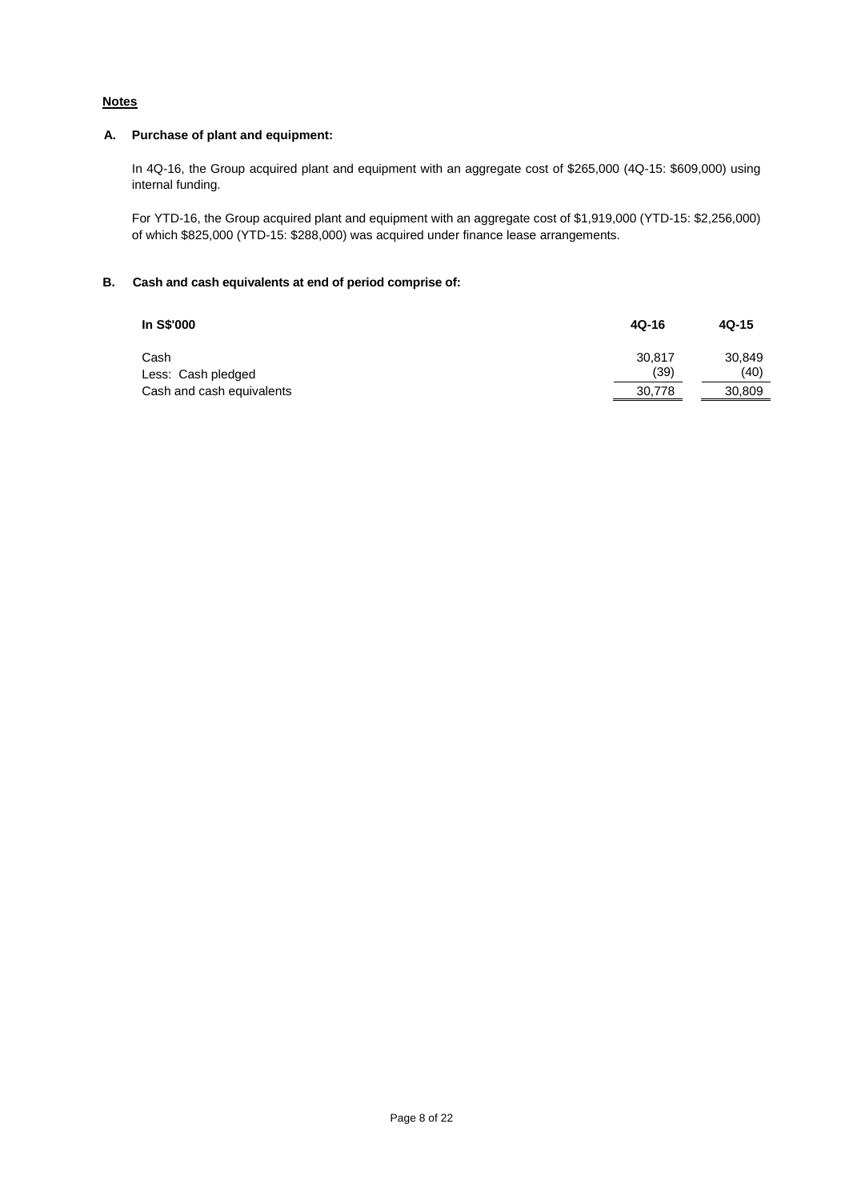## Notes

### A. Purchase of plant and equipment:

In 4Q-16, the Group acquired plant and equipment with an aggregate cost of $265,000 (4Q-15: $609,000) using internal funding.

For YTD-16, the Group acquired plant and equipment with an aggregate cost of $1,919,000 (YTD-15: $2,256,000) of which $825,000 (YTD-15: $288,000) was acquired under finance lease arrangements.

### B. Cash and cash equivalents at end of period comprise of:

| In S$'000 | 4Q-16 | 4Q-15 |
|---|---|---|
| Cash | 30,817 | 30,849 |
| Less: Cash pledged | (39) | (40) |
| Cash and cash equivalents | 30,778 | 30,809 |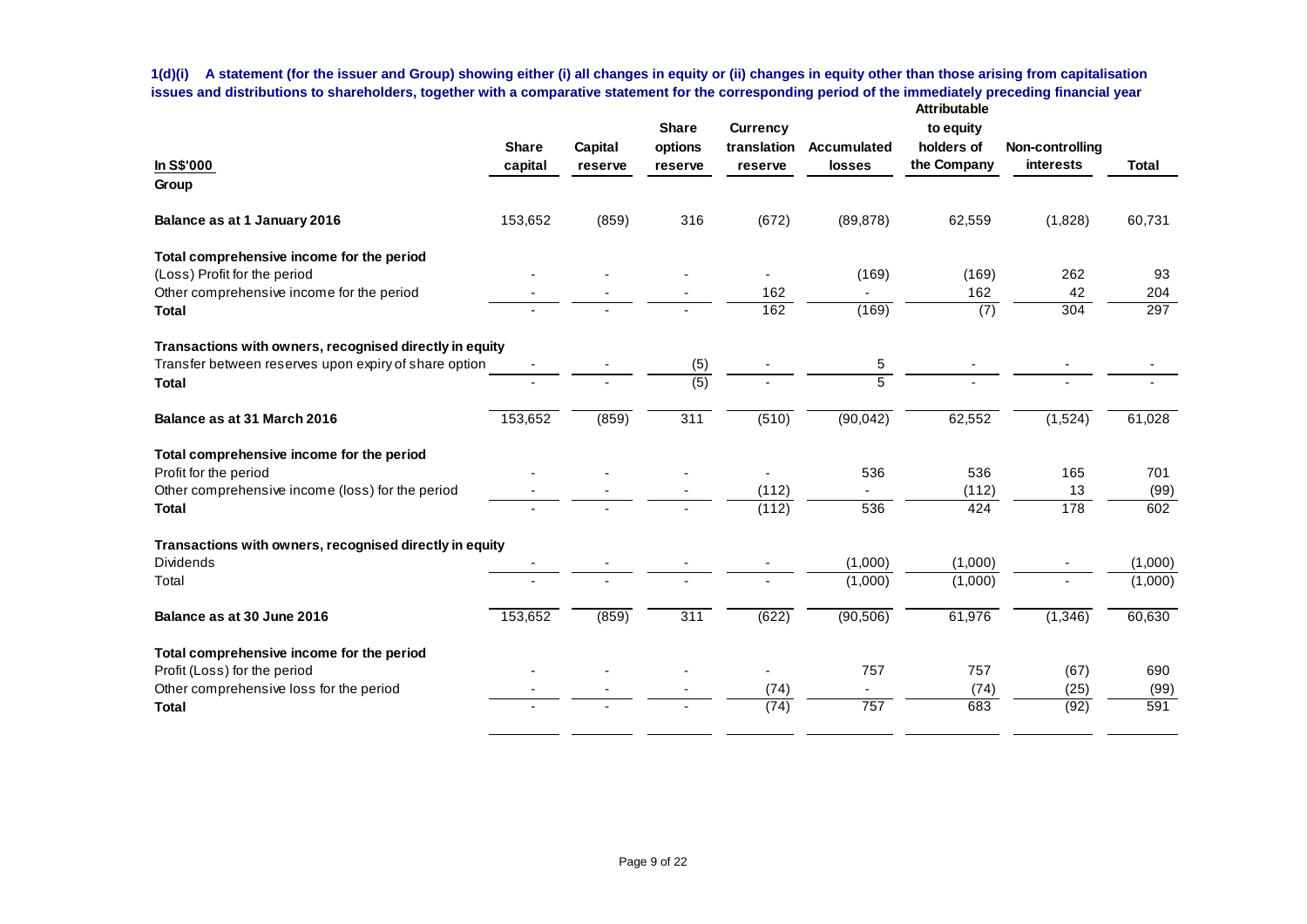**1(d)(i) A statement (for the issuer and Group) showing either (i) all changes in equity or (ii) changes in equity other than those arising from capitalisation issues and distributions to shareholders, together with a comparative statement for the corresponding period of the immediately preceding financial year**

| In S$'000 | Share capital | Capital reserve | Share options reserve | Currency translation reserve | Accumulated losses | Attributable to equity holders of the Company | Non-controlling interests | Total |
|---|---|---|---|---|---|---|---|---|
| **Group** | | | | | | | | |
| **Balance as at 1 January 2016** | 153,652 | (859) | 316 | (672) | (89,878) | 62,559 | (1,828) | 60,731 |
| **Total comprehensive income for the period** | | | | | | | | |
| (Loss) Profit for the period | - | - | - | - | (169) | (169) | 262 | 93 |
| Other comprehensive income for the period | - | - | - | 162 | - | 162 | 42 | 204 |
| **Total** | - | - | - | 162 | (169) | (7) | 304 | 297 |
| **Transactions with owners, recognised directly in equity** | | | | | | | | |
| Transfer between reserves upon expiry of share option | - | - | (5) | - | 5 | - | - | - |
| **Total** | - | - | (5) | - | 5 | - | - | - |
| **Balance as at 31 March 2016** | 153,652 | (859) | 311 | (510) | (90,042) | 62,552 | (1,524) | 61,028 |
| **Total comprehensive income for the period** | | | | | | | | |
| Profit for the period | - | - | - | - | 536 | 536 | 165 | 701 |
| Other comprehensive income (loss) for the period | - | - | - | (112) | - | (112) | 13 | (99) |
| **Total** | - | - | - | (112) | 536 | 424 | 178 | 602 |
| **Transactions with owners, recognised directly in equity** | | | | | | | | |
| Dividends | - | - | - | - | (1,000) | (1,000) | - | (1,000) |
| Total | - | - | - | - | (1,000) | (1,000) | - | (1,000) |
| **Balance as at 30 June 2016** | 153,652 | (859) | 311 | (622) | (90,506) | 61,976 | (1,346) | 60,630 |
| **Total comprehensive income for the period** | | | | | | | | |
| Profit (Loss) for the period | - | - | - | - | 757 | 757 | (67) | 690 |
| Other comprehensive loss for the period | - | - | - | (74) | - | (74) | (25) | (99) |
| **Total** | - | - | - | (74) | 757 | 683 | (92) | 591 |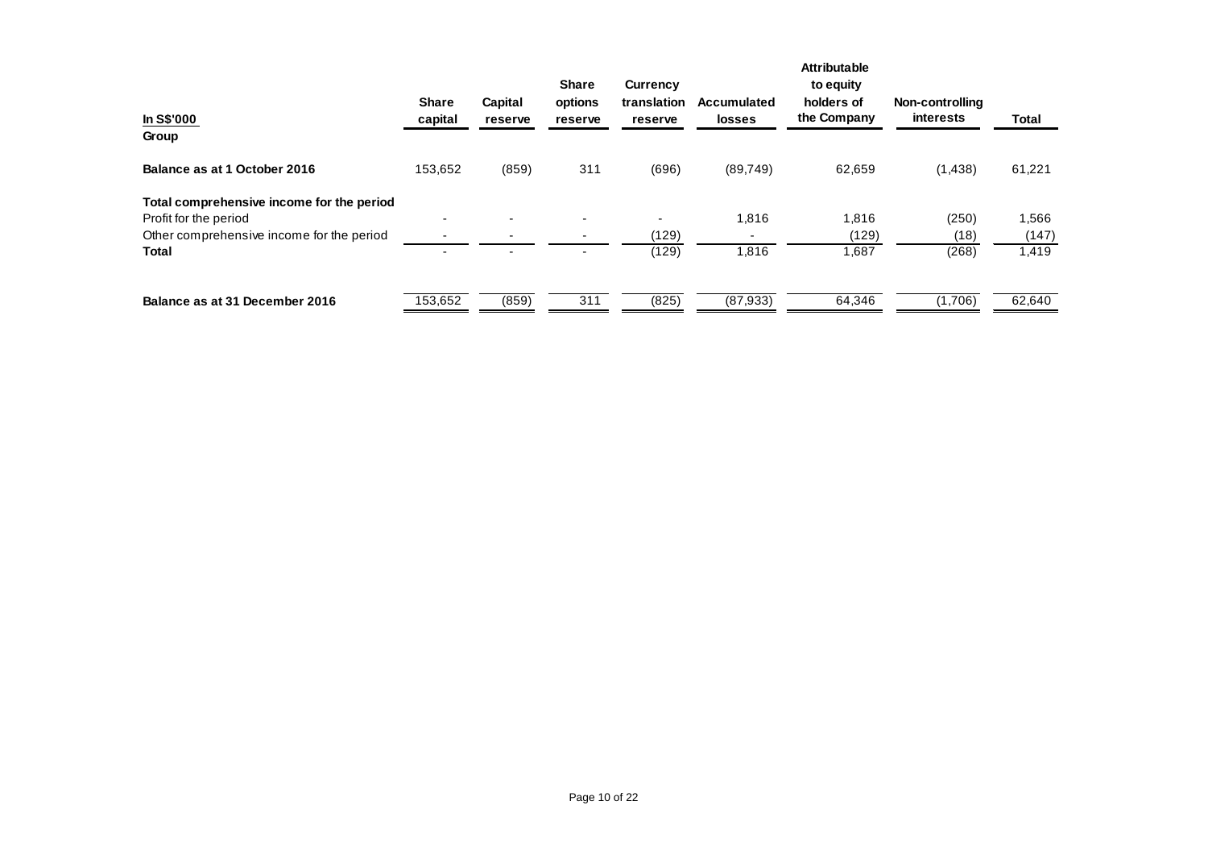| In S$'000 | Share capital | Capital reserve | Share options reserve | Currency translation reserve | Accumulated losses | Attributable to equity holders of the Company | Non-controlling interests | Total |
|---|---|---|---|---|---|---|---|---|
| **Group** | | | | | | | | |
| **Balance as at 1 October 2016** | 153,652 | (859) | 311 | (696) | (89,749) | 62,659 | (1,438) | 61,221 |
| **Total comprehensive income for the period** | | | | | | | | |
| Profit for the period | - | - | - | - | 1,816 | 1,816 | (250) | 1,566 |
| Other comprehensive income for the period | - | - | - | (129) | - | (129) | (18) | (147) |
| **Total** | - | - | - | (129) | 1,816 | 1,687 | (268) | 1,419 |
| **Balance as at 31 December 2016** | 153,652 | (859) | 311 | (825) | (87,933) | 64,346 | (1,706) | 62,640 |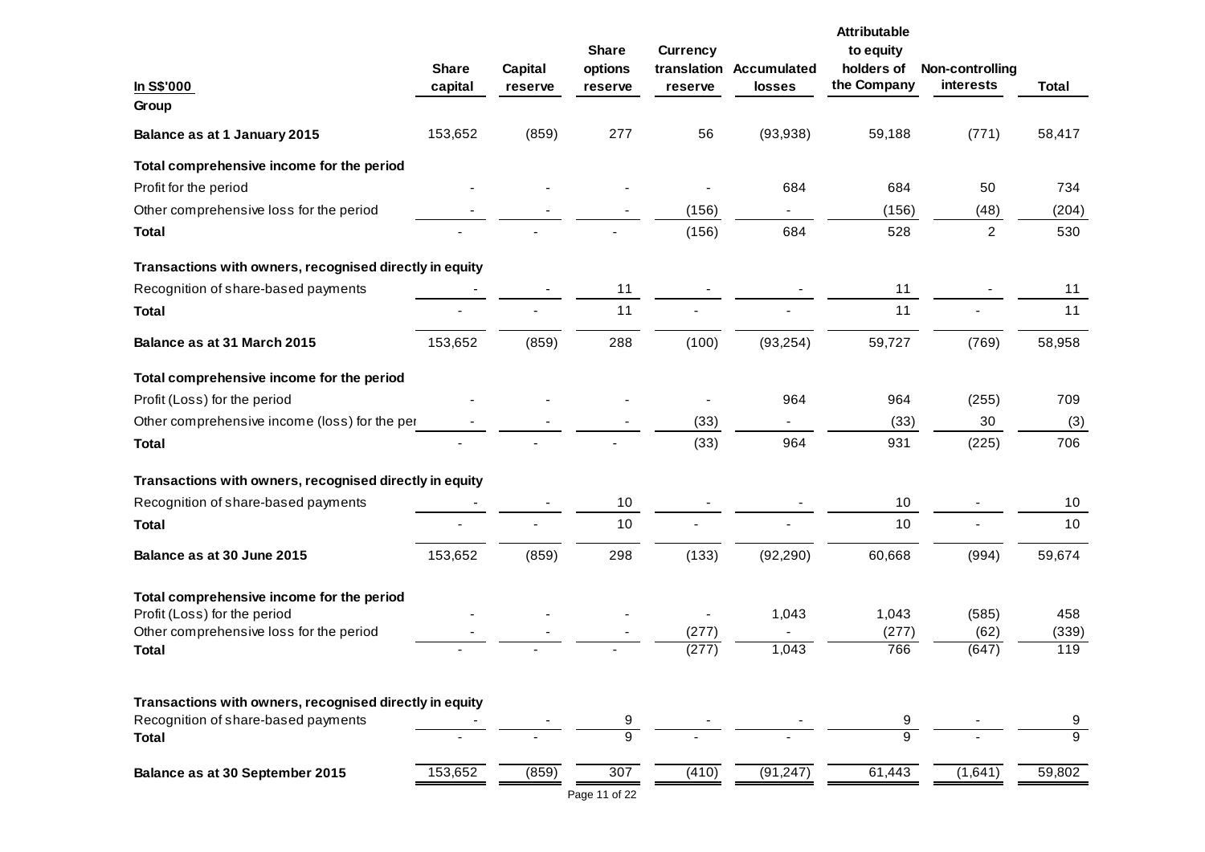| In S$'000 | Share capital | Capital reserve | Share options reserve | Currency translation reserve | Accumulated losses | Attributable to equity holders of the Company | Non-controlling interests | Total |
|---|---|---|---|---|---|---|---|---|
| **Group** | | | | | | | | |
| **Balance as at 1 January 2015** | 153,652 | (859) | 277 | 56 | (93,938) | 59,188 | (771) | 58,417 |
| **Total comprehensive income for the period** | | | | | | | | |
| Profit for the period | - | - | - | - | 684 | 684 | 50 | 734 |
| Other comprehensive loss for the period | - | - | - | (156) | - | (156) | (48) | (204) |
| **Total** | - | - | - | (156) | 684 | 528 | 2 | 530 |
| **Transactions with owners, recognised directly in equity** | | | | | | | | |
| Recognition of share-based payments | - | - | 11 | - | - | 11 | - | 11 |
| **Total** | - | - | 11 | - | - | 11 | - | 11 |
| **Balance as at 31 March 2015** | 153,652 | (859) | 288 | (100) | (93,254) | 59,727 | (769) | 58,958 |
| **Total comprehensive income for the period** | | | | | | | | |
| Profit (Loss) for the period | - | - | - | - | 964 | 964 | (255) | 709 |
| Other comprehensive income (loss) for the per | - | - | - | (33) | - | (33) | 30 | (3) |
| **Total** | - | - | - | (33) | 964 | 931 | (225) | 706 |
| **Transactions with owners, recognised directly in equity** | | | | | | | | |
| Recognition of share-based payments | - | - | 10 | - | - | 10 | - | 10 |
| **Total** | - | - | 10 | - | - | 10 | - | 10 |
| **Balance as at 30 June 2015** | 153,652 | (859) | 298 | (133) | (92,290) | 60,668 | (994) | 59,674 |
| **Total comprehensive income for the period** | | | | | | | | |
| Profit (Loss) for the period | - | - | - | - | 1,043 | 1,043 | (585) | 458 |
| Other comprehensive loss for the period | - | - | - | (277) | - | (277) | (62) | (339) |
| **Total** | - | - | - | (277) | 1,043 | 766 | (647) | 119 |
| **Transactions with owners, recognised directly in equity** | | | | | | | | |
| Recognition of share-based payments | - | - | 9 | - | - | 9 | - | 9 |
| **Total** | - | - | 9 | - | - | 9 | - | 9 |
| **Balance as at 30 September 2015** | 153,652 | (859) | 307 | (410) | (91,247) | 61,443 | (1,641) | 59,802 |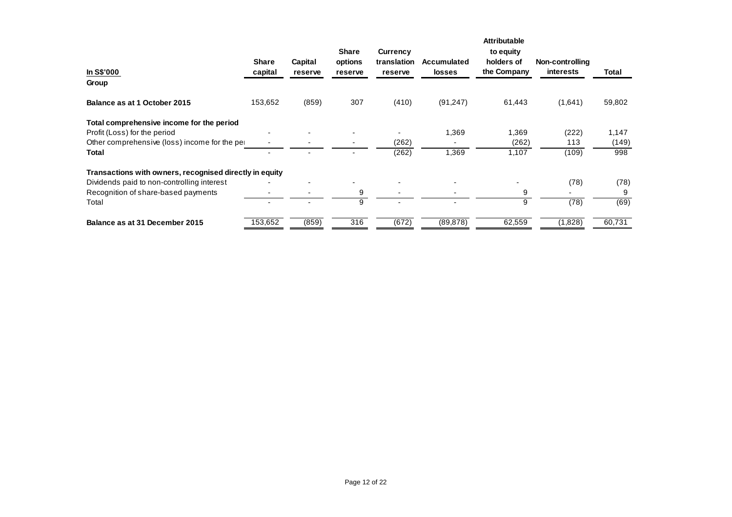| In S$'000 | Share capital | Capital reserve | Share options reserve | Currency translation reserve | Accumulated losses | Attributable to equity holders of the Company | Non-controlling interests | Total |
|---|---|---|---|---|---|---|---|---|
| **Group** | | | | | | | | |
| **Balance as at 1 October 2015** | 153,652 | (859) | 307 | (410) | (91,247) | 61,443 | (1,641) | 59,802 |
| **Total comprehensive income for the period** | | | | | | | | |
| Profit (Loss) for the period | - | - | - | - | 1,369 | 1,369 | (222) | 1,147 |
| Other comprehensive (loss) income for the pe | - | - | - | (262) | - | (262) | 113 | (149) |
| **Total** | - | - | - | (262) | 1,369 | 1,107 | (109) | 998 |
| **Transactions with owners, recognised directly in equity** | | | | | | | | |
| Dividends paid to non-controlling interest | - | - | - | - | - | - | (78) | (78) |
| Recognition of share-based payments | - | - | 9 | - | - | 9 | - | 9 |
| Total | - | - | 9 | - | - | 9 | (78) | (69) |
| **Balance as at 31 December 2015** | 153,652 | (859) | 316 | (672) | (89,878) | 62,559 | (1,828) | 60,731 |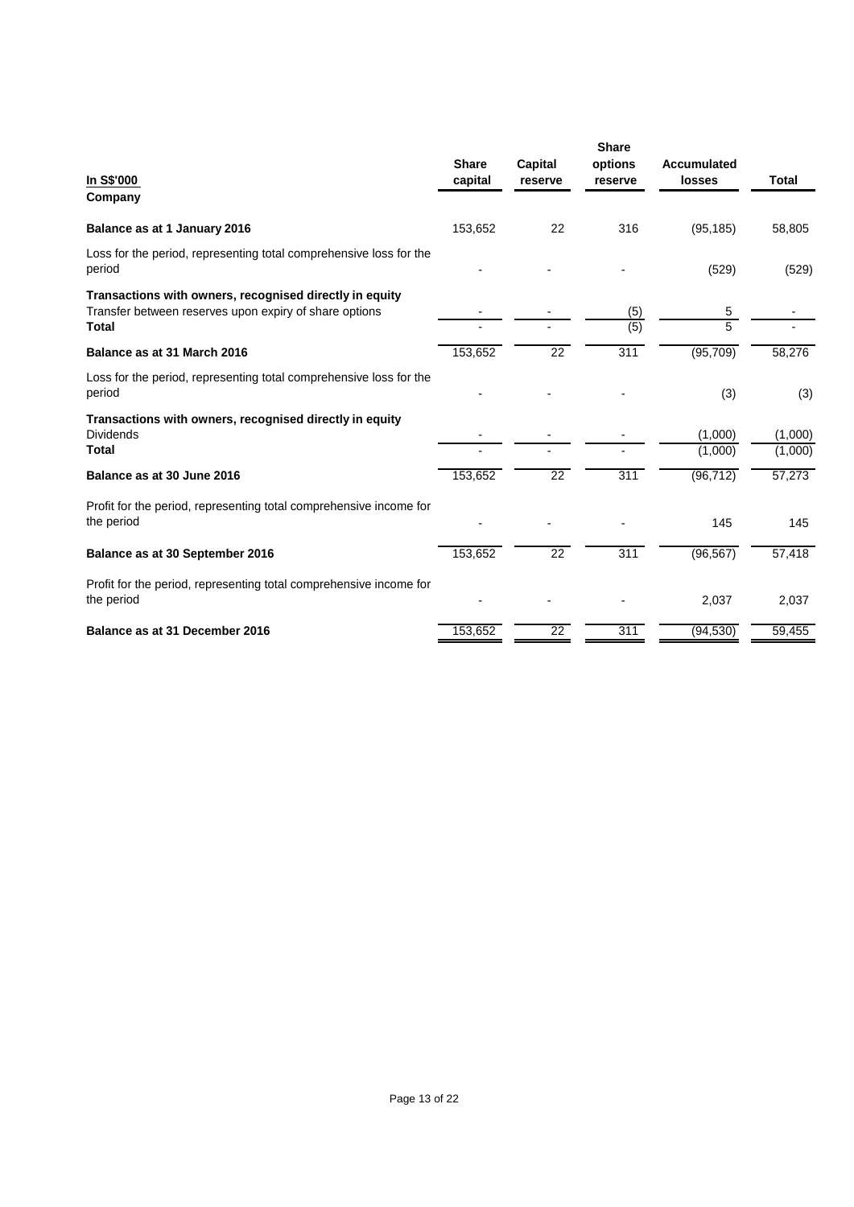| In S$'000 | Share capital | Capital reserve | Share options reserve | Accumulated losses | Total |
|---|---|---|---|---|---|
| **Company** | | | | | |
| **Balance as at 1 January 2016** | 153,652 | 22 | 316 | (95,185) | 58,805 |
| Loss for the period, representing total comprehensive loss for the period | - | - | - | (529) | (529) |
| **Transactions with owners, recognised directly in equity** | | | | | |
| Transfer between reserves upon expiry of share options | - | - | (5) | 5 | - |
| **Total** | - | - | (5) | 5 | - |
| **Balance as at 31 March 2016** | 153,652 | 22 | 311 | (95,709) | 58,276 |
| Loss for the period, representing total comprehensive loss for the period | - | - | - | (3) | (3) |
| **Transactions with owners, recognised directly in equity** | | | | | |
| Dividends | - | - | - | (1,000) | (1,000) |
| **Total** | - | - | - | (1,000) | (1,000) |
| **Balance as at 30 June 2016** | 153,652 | 22 | 311 | (96,712) | 57,273 |
| Profit for the period, representing total comprehensive income for the period | - | - | - | 145 | 145 |
| **Balance as at 30 September 2016** | 153,652 | 22 | 311 | (96,567) | 57,418 |
| Profit for the period, representing total comprehensive income for the period | - | - | - | 2,037 | 2,037 |
| **Balance as at 31 December 2016** | 153,652 | 22 | 311 | (94,530) | 59,455 |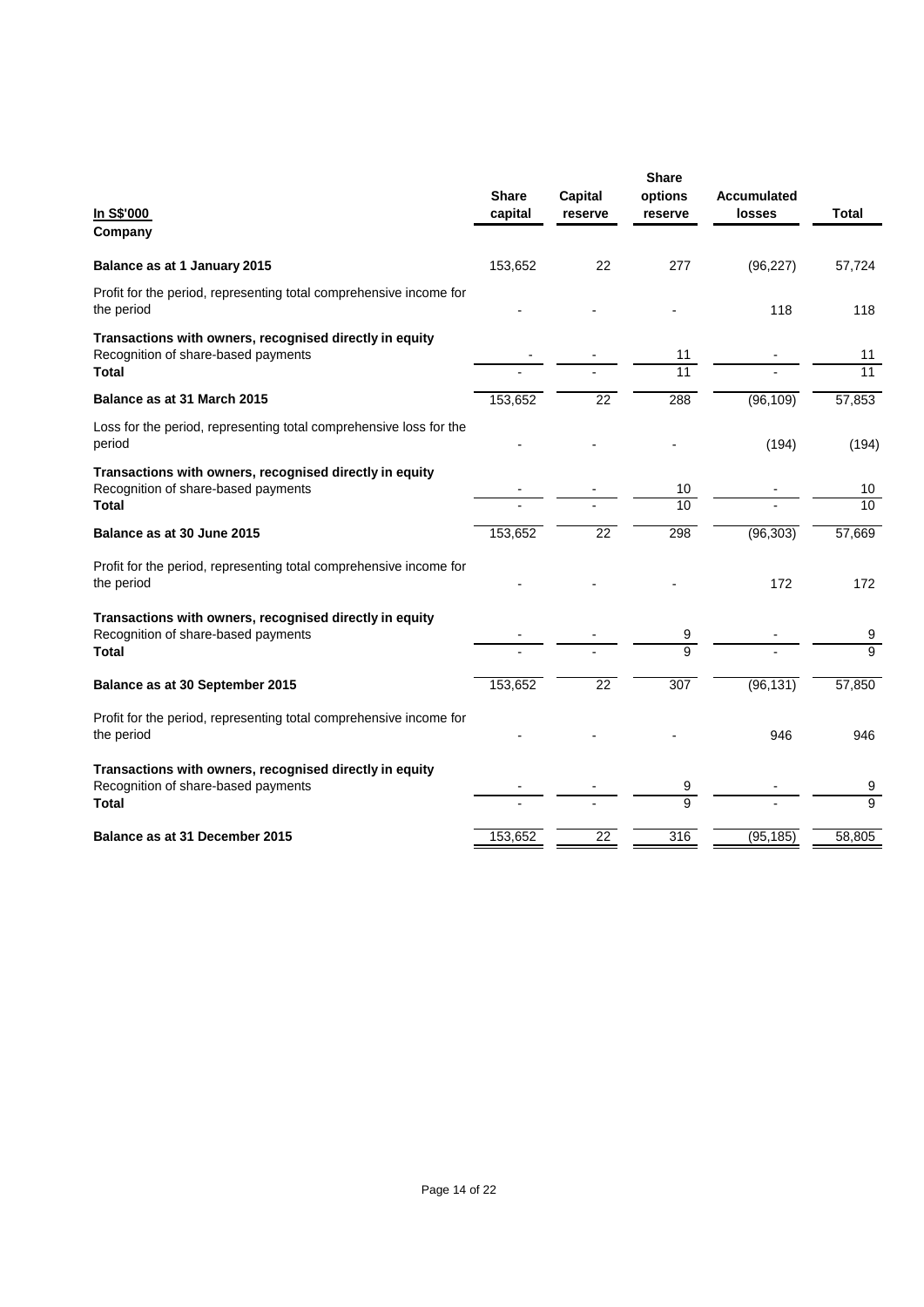| In S$'000 | Share capital | Capital reserve | Share options reserve | Accumulated losses | Total |
|---|---|---|---|---|---|
| **Company** | | | | | |
| **Balance as at 1 January 2015** | 153,652 | 22 | 277 | (96,227) | 57,724 |
| Profit for the period, representing total comprehensive income for the period | - | - | - | 118 | 118 |
| **Transactions with owners, recognised directly in equity** | | | | | |
| Recognition of share-based payments | - | - | 11 | - | 11 |
| **Total** | - | - | 11 | - | 11 |
| **Balance as at 31 March 2015** | 153,652 | 22 | 288 | (96,109) | 57,853 |
| Loss for the period, representing total comprehensive loss for the period | - | - | - | (194) | (194) |
| **Transactions with owners, recognised directly in equity** | | | | | |
| Recognition of share-based payments | - | - | 10 | - | 10 |
| **Total** | - | - | 10 | - | 10 |
| **Balance as at 30 June 2015** | 153,652 | 22 | 298 | (96,303) | 57,669 |
| Profit for the period, representing total comprehensive income for the period | - | - | - | 172 | 172 |
| **Transactions with owners, recognised directly in equity** | | | | | |
| Recognition of share-based payments | - | - | 9 | - | 9 |
| **Total** | - | - | 9 | - | 9 |
| **Balance as at 30 September 2015** | 153,652 | 22 | 307 | (96,131) | 57,850 |
| Profit for the period, representing total comprehensive income for the period | - | - | - | 946 | 946 |
| **Transactions with owners, recognised directly in equity** | | | | | |
| Recognition of share-based payments | - | - | 9 | - | 9 |
| **Total** | - | - | 9 | - | 9 |
| **Balance as at 31 December 2015** | 153,652 | 22 | 316 | (95,185) | 58,805 |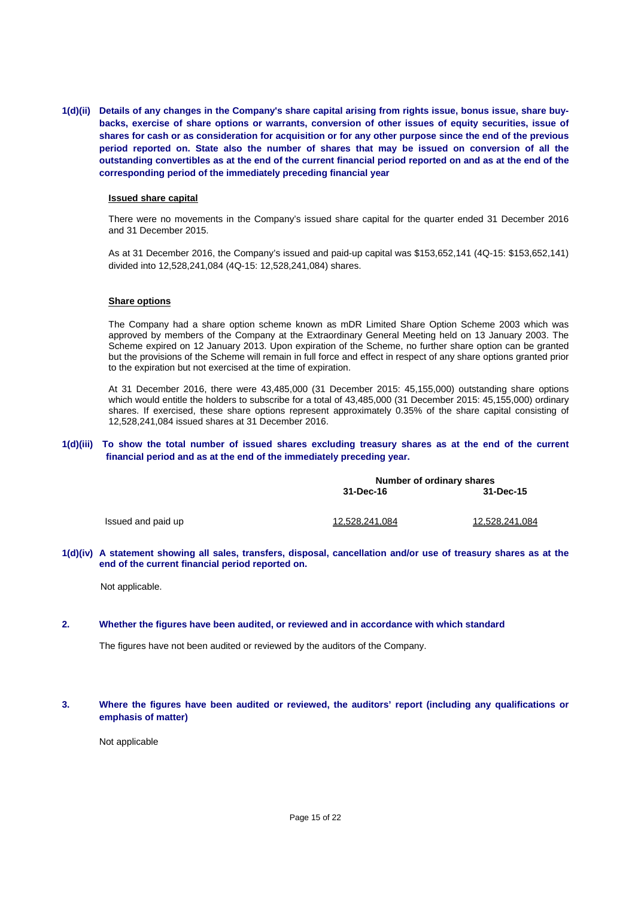**1(d)(ii) Details of any changes in the Company's share capital arising from rights issue, bonus issue, share buy-backs, exercise of share options or warrants, conversion of other issues of equity securities, issue of shares for cash or as consideration for acquisition or for any other purpose since the end of the previous period reported on. State also the number of shares that may be issued on conversion of all the outstanding convertibles as at the end of the current financial period reported on and as at the end of the corresponding period of the immediately preceding financial year**

**Issued share capital**

There were no movements in the Company's issued share capital for the quarter ended 31 December 2016 and 31 December 2015.

As at 31 December 2016, the Company's issued and paid-up capital was $153,652,141 (4Q-15: $153,652,141) divided into 12,528,241,084 (4Q-15: 12,528,241,084) shares.

**Share options**

The Company had a share option scheme known as mDR Limited Share Option Scheme 2003 which was approved by members of the Company at the Extraordinary General Meeting held on 13 January 2003. The Scheme expired on 12 January 2013. Upon expiration of the Scheme, no further share option can be granted but the provisions of the Scheme will remain in full force and effect in respect of any share options granted prior to the expiration but not exercised at the time of expiration.

At 31 December 2016, there were 43,485,000 (31 December 2015: 45,155,000) outstanding share options which would entitle the holders to subscribe for a total of 43,485,000 (31 December 2015: 45,155,000) ordinary shares. If exercised, these share options represent approximately 0.35% of the share capital consisting of 12,528,241,084 issued shares at 31 December 2016.

**1(d)(iii) To show the total number of issued shares excluding treasury shares as at the end of the current financial period and as at the end of the immediately preceding year.**

| | Number of ordinary shares | |
|---|---|---|
| | 31-Dec-16 | 31-Dec-15 |
| Issued and paid up | 12,528,241,084 | 12,528,241,084 |

**1(d)(iv) A statement showing all sales, transfers, disposal, cancellation and/or use of treasury shares as at the end of the current financial period reported on.**

Not applicable.

**2. Whether the figures have been audited, or reviewed and in accordance with which standard**

The figures have not been audited or reviewed by the auditors of the Company.

**3. Where the figures have been audited or reviewed, the auditors' report (including any qualifications or emphasis of matter)**

Not applicable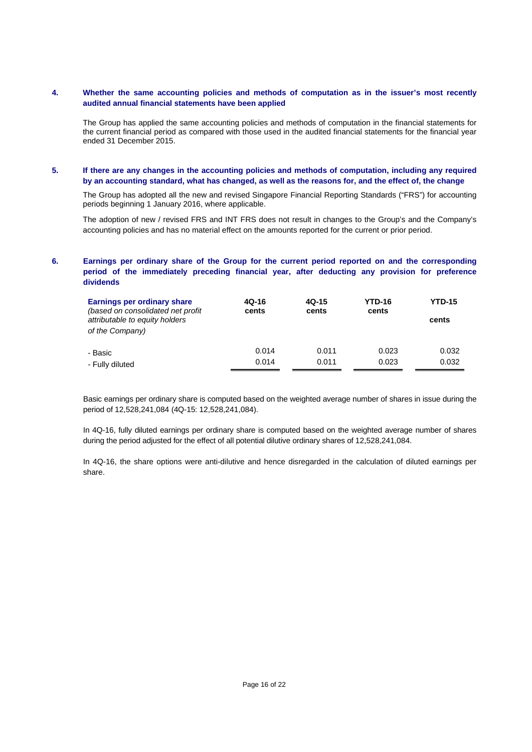**4. Whether the same accounting policies and methods of computation as in the issuer's most recently audited annual financial statements have been applied**

The Group has applied the same accounting policies and methods of computation in the financial statements for the current financial period as compared with those used in the audited financial statements for the financial year ended 31 December 2015.

**5. If there are any changes in the accounting policies and methods of computation, including any required by an accounting standard, what has changed, as well as the reasons for, and the effect of, the change**

The Group has adopted all the new and revised Singapore Financial Reporting Standards ("FRS") for accounting periods beginning 1 January 2016, where applicable.

The adoption of new / revised FRS and INT FRS does not result in changes to the Group's and the Company's accounting policies and has no material effect on the amounts reported for the current or prior period.

**6. Earnings per ordinary share of the Group for the current period reported on and the corresponding period of the immediately preceding financial year, after deducting any provision for preference dividends**

| **Earnings per ordinary share** *(based on consolidated net profit attributable to equity holders of the Company)* | **4Q-16 cents** | **4Q-15 cents** | **YTD-16 cents** | **YTD-15 cents** |
|---|---|---|---|---|
| - Basic | 0.014 | 0.011 | 0.023 | 0.032 |
| - Fully diluted | 0.014 | 0.011 | 0.023 | 0.032 |

Basic earnings per ordinary share is computed based on the weighted average number of shares in issue during the period of 12,528,241,084 (4Q-15: 12,528,241,084).

In 4Q-16, fully diluted earnings per ordinary share is computed based on the weighted average number of shares during the period adjusted for the effect of all potential dilutive ordinary shares of 12,528,241,084.

In 4Q-16, the share options were anti-dilutive and hence disregarded in the calculation of diluted earnings per share.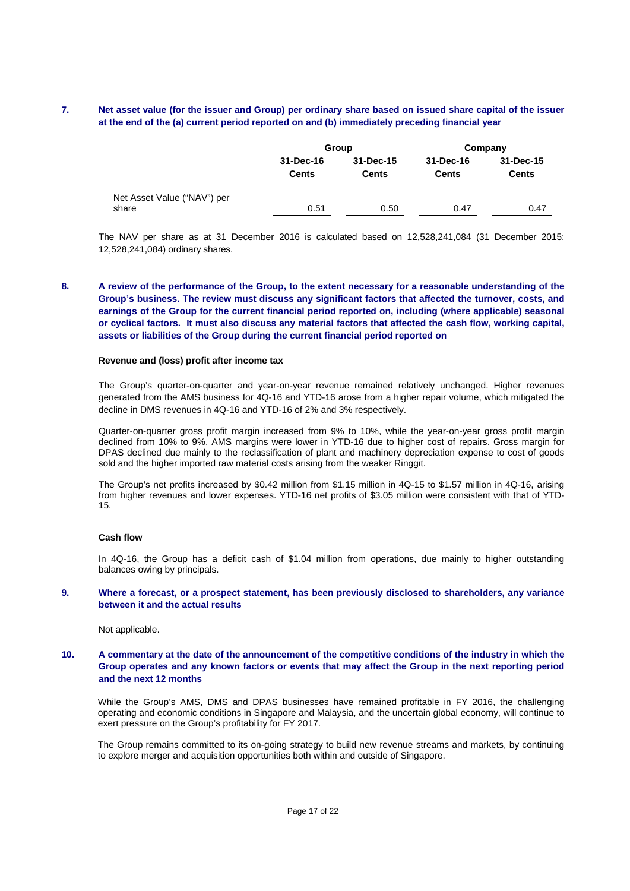**7. Net asset value (for the issuer and Group) per ordinary share based on issued share capital of the issuer at the end of the (a) current period reported on and (b) immediately preceding financial year**

| | Group | | Company | |
|---|---|---|---|---|
| | 31-Dec-16 | 31-Dec-15 | 31-Dec-16 | 31-Dec-15 |
| | Cents | Cents | Cents | Cents |
| Net Asset Value ("NAV") per share | 0.51 | 0.50 | 0.47 | 0.47 |

The NAV per share as at 31 December 2016 is calculated based on 12,528,241,084 (31 December 2015: 12,528,241,084) ordinary shares.

**8. A review of the performance of the Group, to the extent necessary for a reasonable understanding of the Group's business. The review must discuss any significant factors that affected the turnover, costs, and earnings of the Group for the current financial period reported on, including (where applicable) seasonal or cyclical factors. It must also discuss any material factors that affected the cash flow, working capital, assets or liabilities of the Group during the current financial period reported on**

**Revenue and (loss) profit after income tax**

The Group's quarter-on-quarter and year-on-year revenue remained relatively unchanged. Higher revenues generated from the AMS business for 4Q-16 and YTD-16 arose from a higher repair volume, which mitigated the decline in DMS revenues in 4Q-16 and YTD-16 of 2% and 3% respectively.

Quarter-on-quarter gross profit margin increased from 9% to 10%, while the year-on-year gross profit margin declined from 10% to 9%. AMS margins were lower in YTD-16 due to higher cost of repairs. Gross margin for DPAS declined due mainly to the reclassification of plant and machinery depreciation expense to cost of goods sold and the higher imported raw material costs arising from the weaker Ringgit.

The Group's net profits increased by $0.42 million from $1.15 million in 4Q-15 to $1.57 million in 4Q-16, arising from higher revenues and lower expenses. YTD-16 net profits of $3.05 million were consistent with that of YTD-15.

**Cash flow**

In 4Q-16, the Group has a deficit cash of $1.04 million from operations, due mainly to higher outstanding balances owing by principals.

**9. Where a forecast, or a prospect statement, has been previously disclosed to shareholders, any variance between it and the actual results**

Not applicable.

**10. A commentary at the date of the announcement of the competitive conditions of the industry in which the Group operates and any known factors or events that may affect the Group in the next reporting period and the next 12 months**

While the Group's AMS, DMS and DPAS businesses have remained profitable in FY 2016, the challenging operating and economic conditions in Singapore and Malaysia, and the uncertain global economy, will continue to exert pressure on the Group's profitability for FY 2017.

The Group remains committed to its on-going strategy to build new revenue streams and markets, by continuing to explore merger and acquisition opportunities both within and outside of Singapore.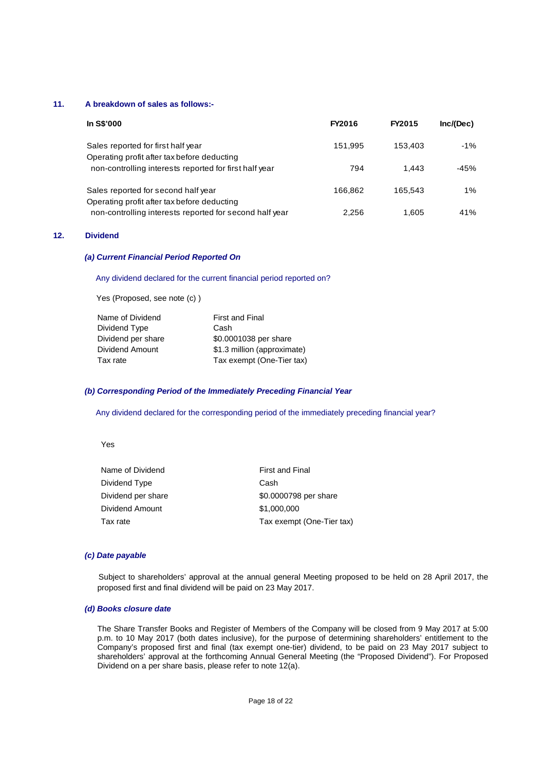## 11. A breakdown of sales as follows:-

| In S$'000 | FY2016 | FY2015 | Inc/(Dec) |
|---|---|---|---|
| Sales reported for first half year | 151,995 | 153,403 | -1% |
| Operating profit after tax before deducting non-controlling interests reported for first half year | 794 | 1,443 | -45% |
| Sales reported for second half year | 166,862 | 165,543 | 1% |
| Operating profit after tax before deducting non-controlling interests reported for second half year | 2,256 | 1,605 | 41% |

## 12. Dividend

### *(a) Current Financial Period Reported On*

Any dividend declared for the current financial period reported on?

Yes (Proposed, see note (c) )

| | |
|---|---|
| Name of Dividend | First and Final |
| Dividend Type | Cash |
| Dividend per share | $0.0001038 per share |
| Dividend Amount | $1.3 million (approximate) |
| Tax rate | Tax exempt (One-Tier tax) |

### *(b) Corresponding Period of the Immediately Preceding Financial Year*

Any dividend declared for the corresponding period of the immediately preceding financial year?

Yes

| | |
|---|---|
| Name of Dividend | First and Final |
| Dividend Type | Cash |
| Dividend per share | $0.0000798 per share |
| Dividend Amount | $1,000,000 |
| Tax rate | Tax exempt (One-Tier tax) |

### *(c) Date payable*

Subject to shareholders' approval at the annual general Meeting proposed to be held on 28 April 2017, the proposed first and final dividend will be paid on 23 May 2017.

### *(d) Books closure date*

The Share Transfer Books and Register of Members of the Company will be closed from 9 May 2017 at 5:00 p.m. to 10 May 2017 (both dates inclusive), for the purpose of determining shareholders' entitlement to the Company's proposed first and final (tax exempt one-tier) dividend, to be paid on 23 May 2017 subject to shareholders' approval at the forthcoming Annual General Meeting (the "Proposed Dividend"). For Proposed Dividend on a per share basis, please refer to note 12(a).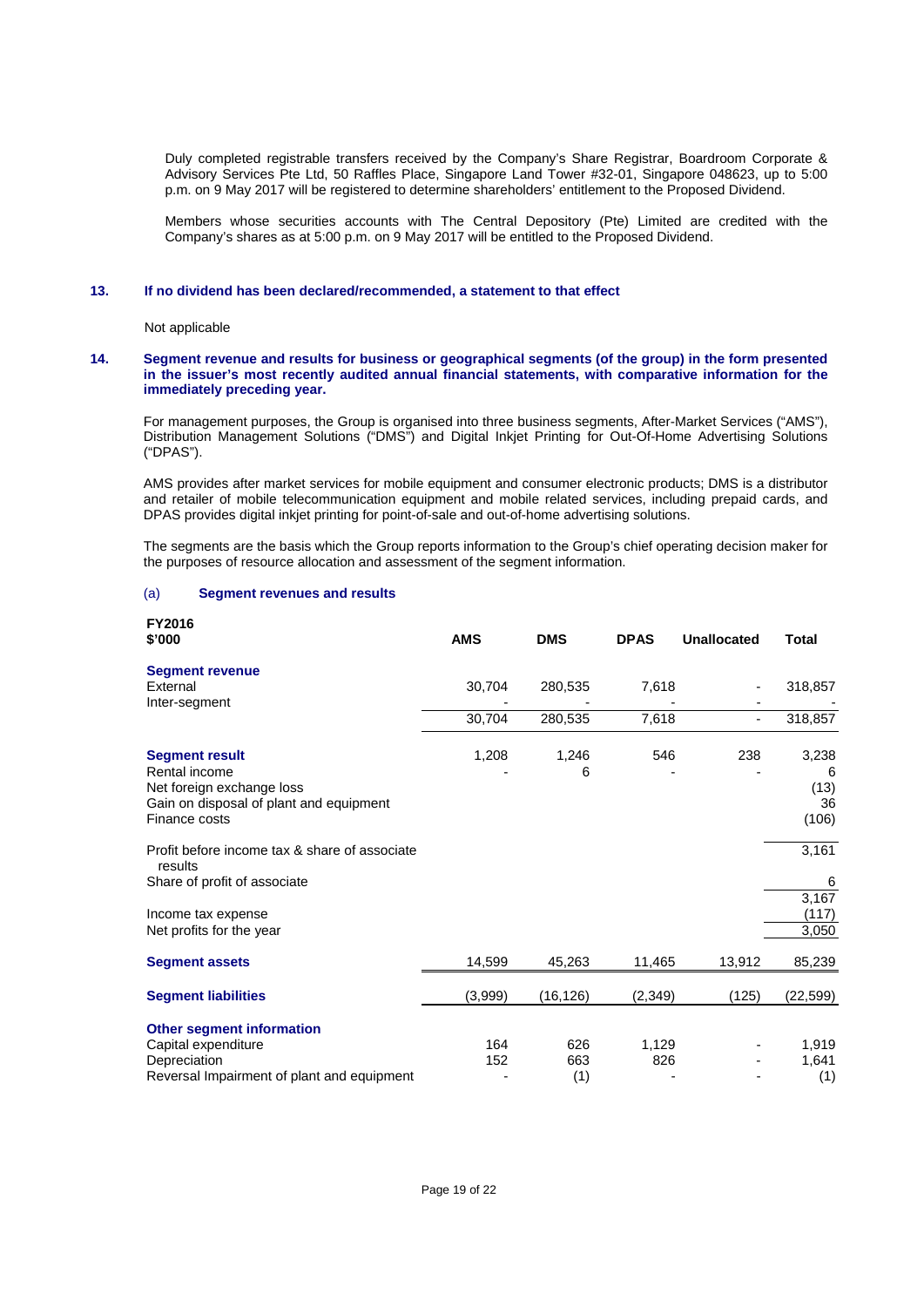Duly completed registrable transfers received by the Company's Share Registrar, Boardroom Corporate & Advisory Services Pte Ltd, 50 Raffles Place, Singapore Land Tower #32-01, Singapore 048623, up to 5:00 p.m. on 9 May 2017 will be registered to determine shareholders' entitlement to the Proposed Dividend.

Members whose securities accounts with The Central Depository (Pte) Limited are credited with the Company's shares as at 5:00 p.m. on 9 May 2017 will be entitled to the Proposed Dividend.

## 13. If no dividend has been declared/recommended, a statement to that effect

Not applicable

## 14. Segment revenue and results for business or geographical segments (of the group) in the form presented in the issuer's most recently audited annual financial statements, with comparative information for the immediately preceding year.

For management purposes, the Group is organised into three business segments, After-Market Services ("AMS"), Distribution Management Solutions ("DMS") and Digital Inkjet Printing for Out-Of-Home Advertising Solutions ("DPAS").

AMS provides after market services for mobile equipment and consumer electronic products; DMS is a distributor and retailer of mobile telecommunication equipment and mobile related services, including prepaid cards, and DPAS provides digital inkjet printing for point-of-sale and out-of-home advertising solutions.

The segments are the basis which the Group reports information to the Group's chief operating decision maker for the purposes of resource allocation and assessment of the segment information.

### (a) Segment revenues and results

| **FY2016**<br>**$'000** | **AMS** | **DMS** | **DPAS** | **Unallocated** | **Total** |
|---|---|---|---|---|---|
| **Segment revenue** | | | | | |
| External | 30,704 | 280,535 | 7,618 | - | 318,857 |
| Inter-segment | - | - | - | - | - |
| | 30,704 | 280,535 | 7,618 | - | 318,857 |
| **Segment result** | 1,208 | 1,246 | 546 | 238 | 3,238 |
| Rental income | - | 6 | - | - | 6 |
| Net foreign exchange loss | | | | | (13) |
| Gain on disposal of plant and equipment | | | | | 36 |
| Finance costs | | | | | (106) |
| Profit before income tax & share of associate results | | | | | 3,161 |
| Share of profit of associate | | | | | 6 |
| | | | | | 3,167 |
| Income tax expense | | | | | (117) |
| Net profits for the year | | | | | 3,050 |
| **Segment assets** | 14,599 | 45,263 | 11,465 | 13,912 | 85,239 |
| **Segment liabilities** | (3,999) | (16,126) | (2,349) | (125) | (22,599) |
| **Other segment information** | | | | | |
| Capital expenditure | 164 | 626 | 1,129 | - | 1,919 |
| Depreciation | 152 | 663 | 826 | - | 1,641 |
| Reversal Impairment of plant and equipment | - | (1) | - | - | (1) |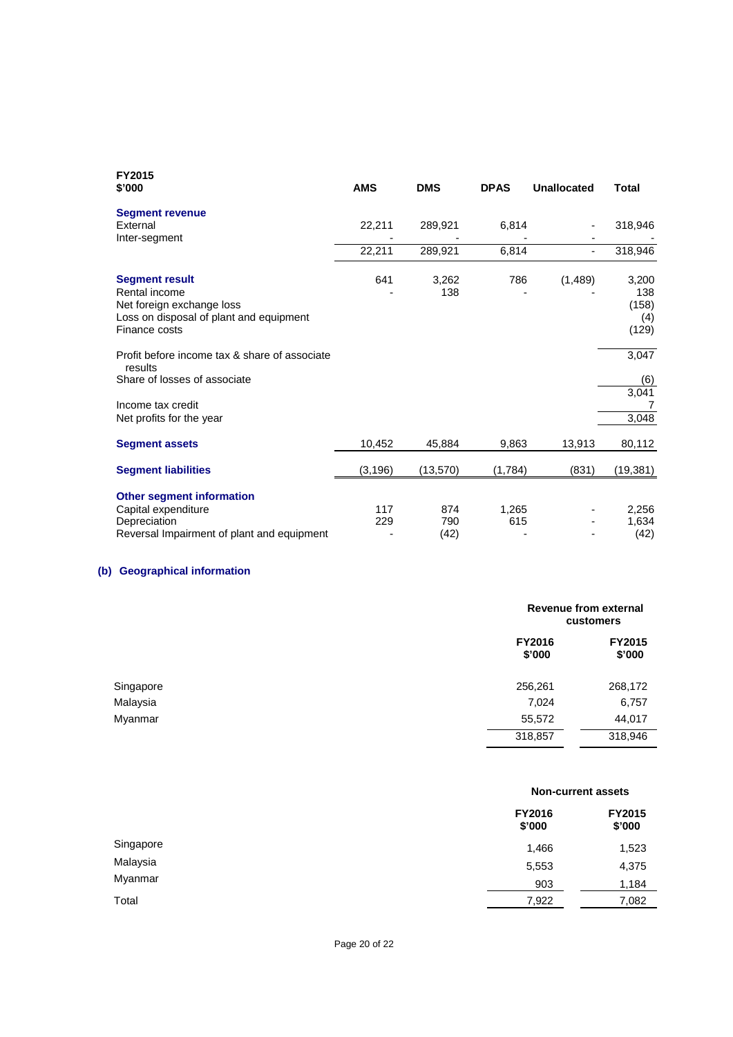| FY2015 $'000 | AMS | DMS | DPAS | Unallocated | Total |
|---|---|---|---|---|---|
| **Segment revenue** | | | | | |
| External | 22,211 | 289,921 | 6,814 | - | 318,946 |
| Inter-segment | - | - | - | - | - |
| | 22,211 | 289,921 | 6,814 | - | 318,946 |
| **Segment result** | 641 | 3,262 | 786 | (1,489) | 3,200 |
| Rental income | - | 138 | - | - | 138 |
| Net foreign exchange loss | | | | | (158) |
| Loss on disposal of plant and equipment | | | | | (4) |
| Finance costs | | | | | (129) |
| Profit before income tax & share of associate results | | | | | 3,047 |
| Share of losses of associate | | | | | (6) |
| | | | | | 3,041 |
| Income tax credit | | | | | 7 |
| Net profits for the year | | | | | 3,048 |
| **Segment assets** | 10,452 | 45,884 | 9,863 | 13,913 | 80,112 |
| **Segment liabilities** | (3,196) | (13,570) | (1,784) | (831) | (19,381) |
| **Other segment information** | | | | | |
| Capital expenditure | 117 | 874 | 1,265 | - | 2,256 |
| Depreciation | 229 | 790 | 615 | - | 1,634 |
| Reversal Impairment of plant and equipment | - | (42) | - | - | (42) |

### (b) Geographical information

| | Revenue from external customers | |
|---|---|---|
| | FY2016 $'000 | FY2015 $'000 |
| Singapore | 256,261 | 268,172 |
| Malaysia | 7,024 | 6,757 |
| Myanmar | 55,572 | 44,017 |
| | 318,857 | 318,946 |

| | Non-current assets | |
|---|---|---|
| | FY2016 $'000 | FY2015 $'000 |
| Singapore | 1,466 | 1,523 |
| Malaysia | 5,553 | 4,375 |
| Myanmar | 903 | 1,184 |
| Total | 7,922 | 7,082 |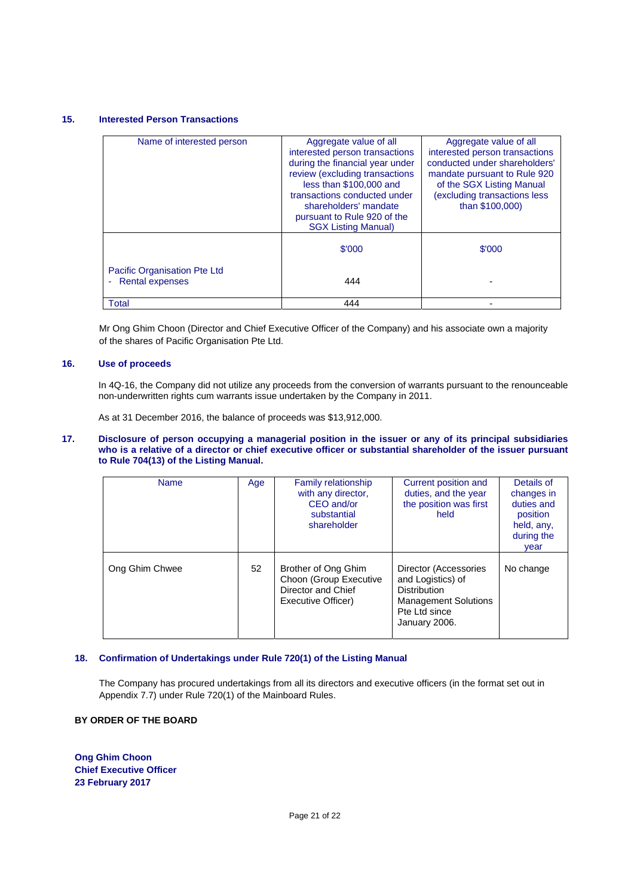## 15. Interested Person Transactions

| Name of interested person | Aggregate value of all interested person transactions during the financial year under review (excluding transactions less than \$100,000 and transactions conducted under shareholders' mandate pursuant to Rule 920 of the SGX Listing Manual) | Aggregate value of all interested person transactions conducted under shareholders' mandate pursuant to Rule 920 of the SGX Listing Manual (excluding transactions less than \$100,000) |
|---|---|---|
| | \$'000 | \$'000 |
| Pacific Organisation Pte Ltd<br>- Rental expenses | 444 | - |
| Total | 444 | - |

Mr Ong Ghim Choon (Director and Chief Executive Officer of the Company) and his associate own a majority of the shares of Pacific Organisation Pte Ltd.

## 16. Use of proceeds

In 4Q-16, the Company did not utilize any proceeds from the conversion of warrants pursuant to the renounceable non-underwritten rights cum warrants issue undertaken by the Company in 2011.

As at 31 December 2016, the balance of proceeds was \$13,912,000.

## 17. Disclosure of person occupying a managerial position in the issuer or any of its principal subsidiaries who is a relative of a director or chief executive officer or substantial shareholder of the issuer pursuant to Rule 704(13) of the Listing Manual.

| Name | Age | Family relationship with any director, CEO and/or substantial shareholder | Current position and duties, and the year the position was first held | Details of changes in duties and position held, any, during the year |
|---|---|---|---|---|
| Ong Ghim Chwee | 52 | Brother of Ong Ghim Choon (Group Executive Director and Chief Executive Officer) | Director (Accessories and Logistics) of Distribution Management Solutions Pte Ltd since January 2006. | No change |

## 18. Confirmation of Undertakings under Rule 720(1) of the Listing Manual

The Company has procured undertakings from all its directors and executive officers (in the format set out in Appendix 7.7) under Rule 720(1) of the Mainboard Rules.

**BY ORDER OF THE BOARD**

**Ong Ghim Choon**
**Chief Executive Officer**
**23 February 2017**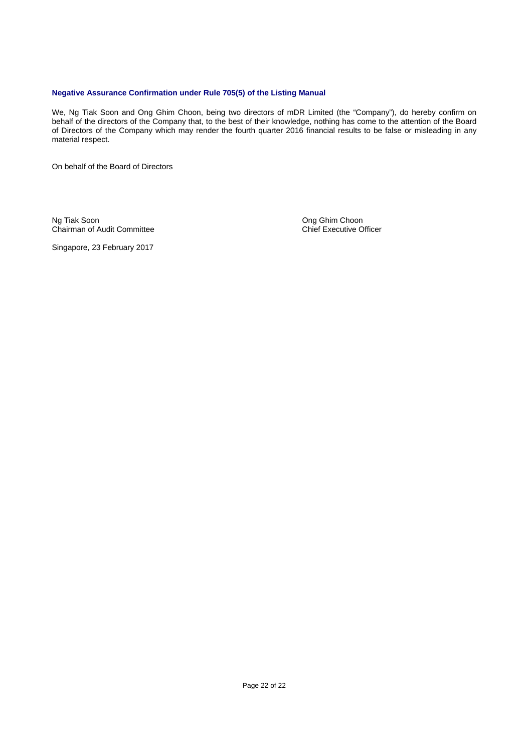**Negative Assurance Confirmation under Rule 705(5) of the Listing Manual**

We, Ng Tiak Soon and Ong Ghim Choon, being two directors of mDR Limited (the "Company"), do hereby confirm on behalf of the directors of the Company that, to the best of their knowledge, nothing has come to the attention of the Board of Directors of the Company which may render the fourth quarter 2016 financial results to be false or misleading in any material respect.

On behalf of the Board of Directors

Ng Tiak Soon
Chairman of Audit Committee

Ong Ghim Choon
Chief Executive Officer

Singapore, 23 February 2017